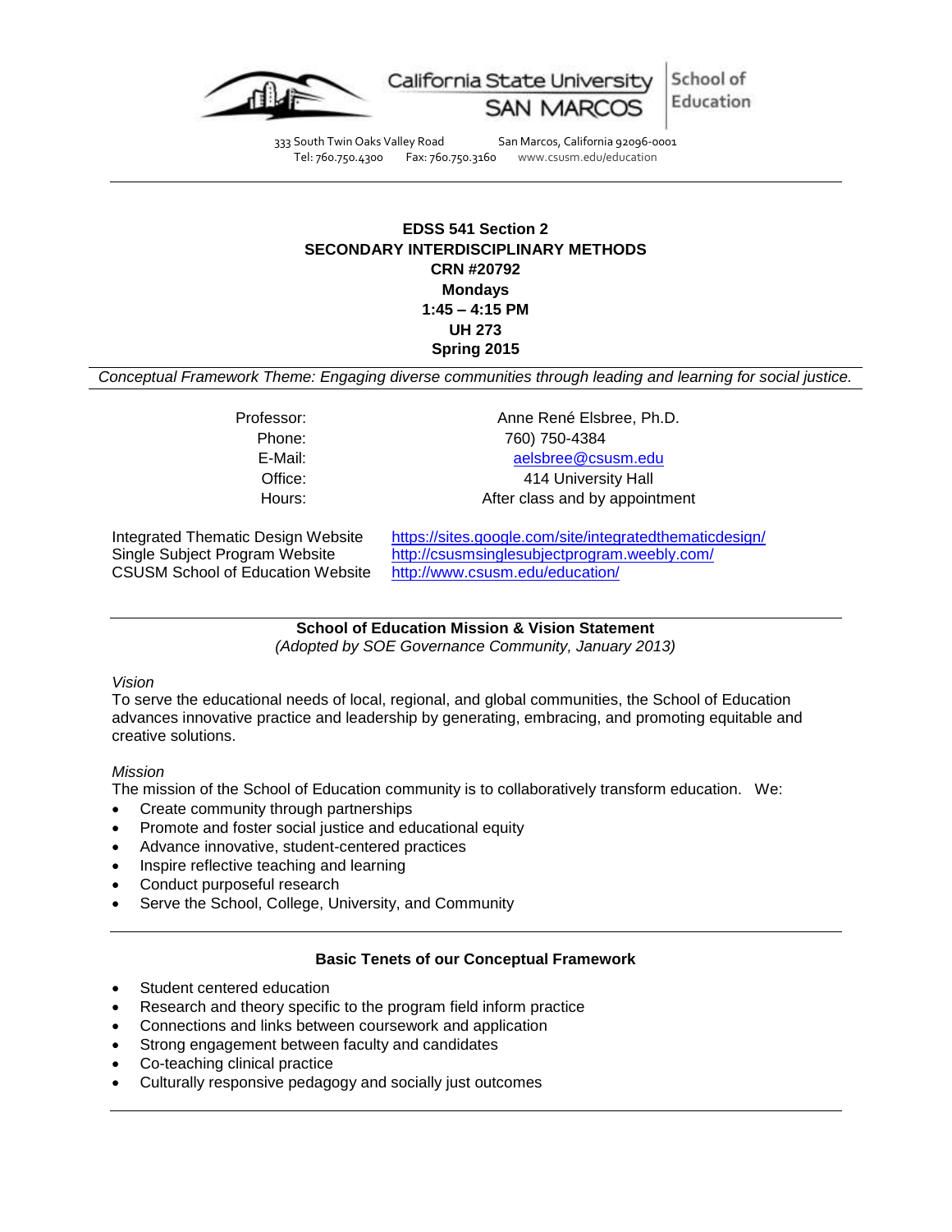California State University SAN MARCOS | School of Education

333 South Twin Oaks Valley Road San Marcos, California 92096-0001
Tel: 760.750.4300 Fax: 760.750.3160 www.csusm.edu/education

---

**EDSS 541 Section 2**
**SECONDARY INTERDISCIPLINARY METHODS**
**CRN #20792**
**Mondays**
**1:45 – 4:15 PM**
**UH 273**
**Spring 2015**

*Conceptual Framework Theme: Engaging diverse communities through leading and learning for social justice.*

| | |
|---|---|
| Professor: | Anne René Elsbree, Ph.D. |
| Phone: | 760) 750-4384 |
| E-Mail: | aelsbree@csusm.edu |
| Office: | 414 University Hall |
| Hours: | After class and by appointment |

| | |
|---|---|
| Integrated Thematic Design Website | https://sites.google.com/site/integratedthematicdesign/ |
| Single Subject Program Website | http://csusmsinglesubjectprogram.weebly.com/ |
| CSUSM School of Education Website | http://www.csusm.edu/education/ |

---

## School of Education Mission & Vision Statement

*(Adopted by SOE Governance Community, January 2013)*

*Vision*

To serve the educational needs of local, regional, and global communities, the School of Education advances innovative practice and leadership by generating, embracing, and promoting equitable and creative solutions.

*Mission*

The mission of the School of Education community is to collaboratively transform education. We:

- Create community through partnerships
- Promote and foster social justice and educational equity
- Advance innovative, student-centered practices
- Inspire reflective teaching and learning
- Conduct purposeful research
- Serve the School, College, University, and Community

---

## Basic Tenets of our Conceptual Framework

- Student centered education
- Research and theory specific to the program field inform practice
- Connections and links between coursework and application
- Strong engagement between faculty and candidates
- Co-teaching clinical practice
- Culturally responsive pedagogy and socially just outcomes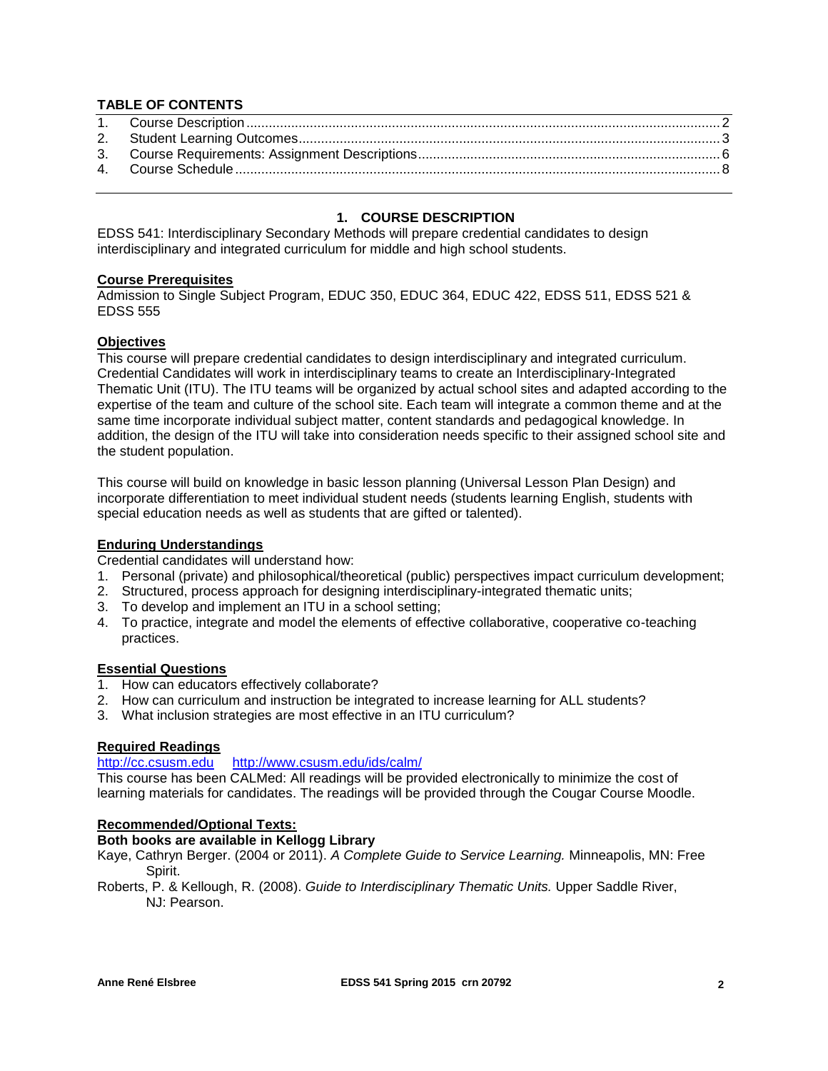**TABLE OF CONTENTS**

1. Course Description .......... 2
2. Student Learning Outcomes .......... 3
3. Course Requirements: Assignment Descriptions .......... 6
4. Course Schedule .......... 8

## 1. COURSE DESCRIPTION

EDSS 541: Interdisciplinary Secondary Methods will prepare credential candidates to design interdisciplinary and integrated curriculum for middle and high school students.

### Course Prerequisites

Admission to Single Subject Program, EDUC 350, EDUC 364, EDUC 422, EDSS 511, EDSS 521 & EDSS 555

### Objectives

This course will prepare credential candidates to design interdisciplinary and integrated curriculum. Credential Candidates will work in interdisciplinary teams to create an Interdisciplinary-Integrated Thematic Unit (ITU). The ITU teams will be organized by actual school sites and adapted according to the expertise of the team and culture of the school site. Each team will integrate a common theme and at the same time incorporate individual subject matter, content standards and pedagogical knowledge. In addition, the design of the ITU will take into consideration needs specific to their assigned school site and the student population.

This course will build on knowledge in basic lesson planning (Universal Lesson Plan Design) and incorporate differentiation to meet individual student needs (students learning English, students with special education needs as well as students that are gifted or talented).

### Enduring Understandings

Credential candidates will understand how:

1. Personal (private) and philosophical/theoretical (public) perspectives impact curriculum development;
2. Structured, process approach for designing interdisciplinary-integrated thematic units;
3. To develop and implement an ITU in a school setting;
4. To practice, integrate and model the elements of effective collaborative, cooperative co-teaching practices.

### Essential Questions

1. How can educators effectively collaborate?
2. How can curriculum and instruction be integrated to increase learning for ALL students?
3. What inclusion strategies are most effective in an ITU curriculum?

### Required Readings

http://cc.csusm.edu http://www.csusm.edu/ids/calm/

This course has been CALMed: All readings will be provided electronically to minimize the cost of learning materials for candidates. The readings will be provided through the Cougar Course Moodle.

### Recommended/Optional Texts:

**Both books are available in Kellogg Library**

Kaye, Cathryn Berger. (2004 or 2011). *A Complete Guide to Service Learning.* Minneapolis, MN: Free Spirit.

Roberts, P. & Kellough, R. (2008). *Guide to Interdisciplinary Thematic Units.* Upper Saddle River, NJ: Pearson.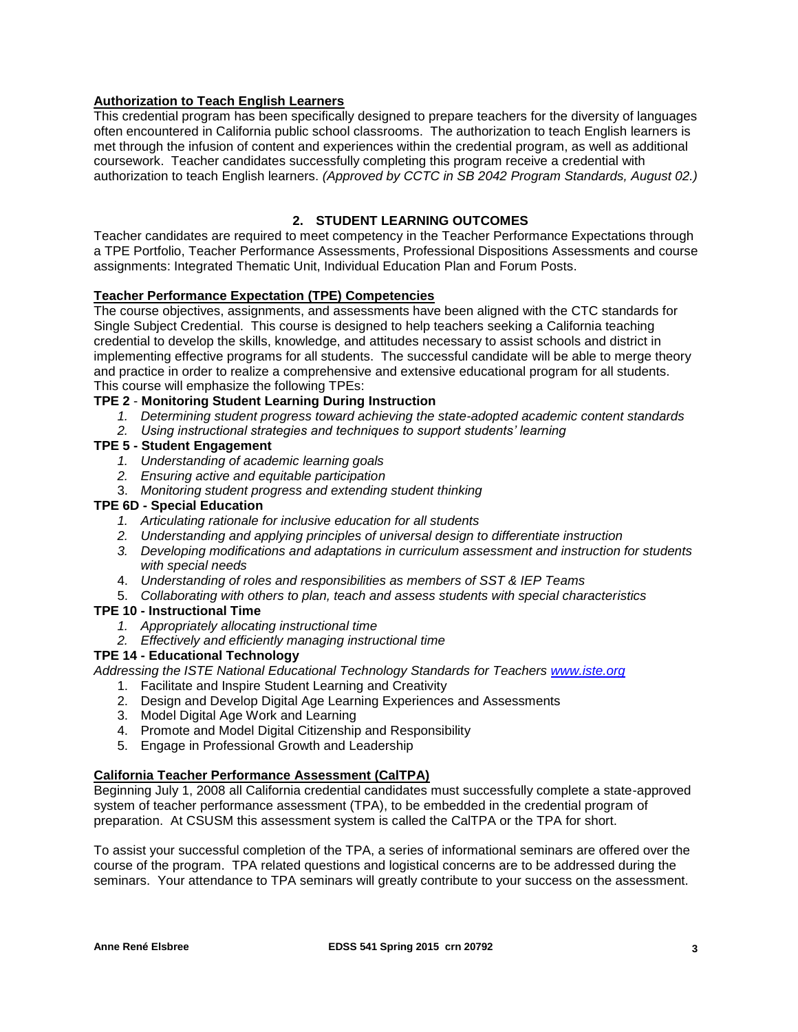**Authorization to Teach English Learners**

This credential program has been specifically designed to prepare teachers for the diversity of languages often encountered in California public school classrooms. The authorization to teach English learners is met through the infusion of content and experiences within the credential program, as well as additional coursework. Teacher candidates successfully completing this program receive a credential with authorization to teach English learners. *(Approved by CCTC in SB 2042 Program Standards, August 02.)*

## 2. STUDENT LEARNING OUTCOMES

Teacher candidates are required to meet competency in the Teacher Performance Expectations through a TPE Portfolio, Teacher Performance Assessments, Professional Dispositions Assessments and course assignments: Integrated Thematic Unit, Individual Education Plan and Forum Posts.

**Teacher Performance Expectation (TPE) Competencies**

The course objectives, assignments, and assessments have been aligned with the CTC standards for Single Subject Credential. This course is designed to help teachers seeking a California teaching credential to develop the skills, knowledge, and attitudes necessary to assist schools and district in implementing effective programs for all students. The successful candidate will be able to merge theory and practice in order to realize a comprehensive and extensive educational program for all students. This course will emphasize the following TPEs:

**TPE 2 - Monitoring Student Learning During Instruction**

1. *Determining student progress toward achieving the state-adopted academic content standards*
2. *Using instructional strategies and techniques to support students' learning*

**TPE 5 - Student Engagement**

1. *Understanding of academic learning goals*
2. *Ensuring active and equitable participation*
3. *Monitoring student progress and extending student thinking*

**TPE 6D - Special Education**

1. *Articulating rationale for inclusive education for all students*
2. *Understanding and applying principles of universal design to differentiate instruction*
3. *Developing modifications and adaptations in curriculum assessment and instruction for students with special needs*
4. *Understanding of roles and responsibilities as members of SST & IEP Teams*
5. *Collaborating with others to plan, teach and assess students with special characteristics*

**TPE 10 - Instructional Time**

1. *Appropriately allocating instructional time*
2. *Effectively and efficiently managing instructional time*

**TPE 14 - Educational Technology**

*Addressing the ISTE National Educational Technology Standards for Teachers [www.iste.org](http://www.iste.org)*

1. Facilitate and Inspire Student Learning and Creativity
2. Design and Develop Digital Age Learning Experiences and Assessments
3. Model Digital Age Work and Learning
4. Promote and Model Digital Citizenship and Responsibility
5. Engage in Professional Growth and Leadership

**California Teacher Performance Assessment (CalTPA)**

Beginning July 1, 2008 all California credential candidates must successfully complete a state-approved system of teacher performance assessment (TPA), to be embedded in the credential program of preparation. At CSUSM this assessment system is called the CalTPA or the TPA for short.

To assist your successful completion of the TPA, a series of informational seminars are offered over the course of the program. TPA related questions and logistical concerns are to be addressed during the seminars. Your attendance to TPA seminars will greatly contribute to your success on the assessment.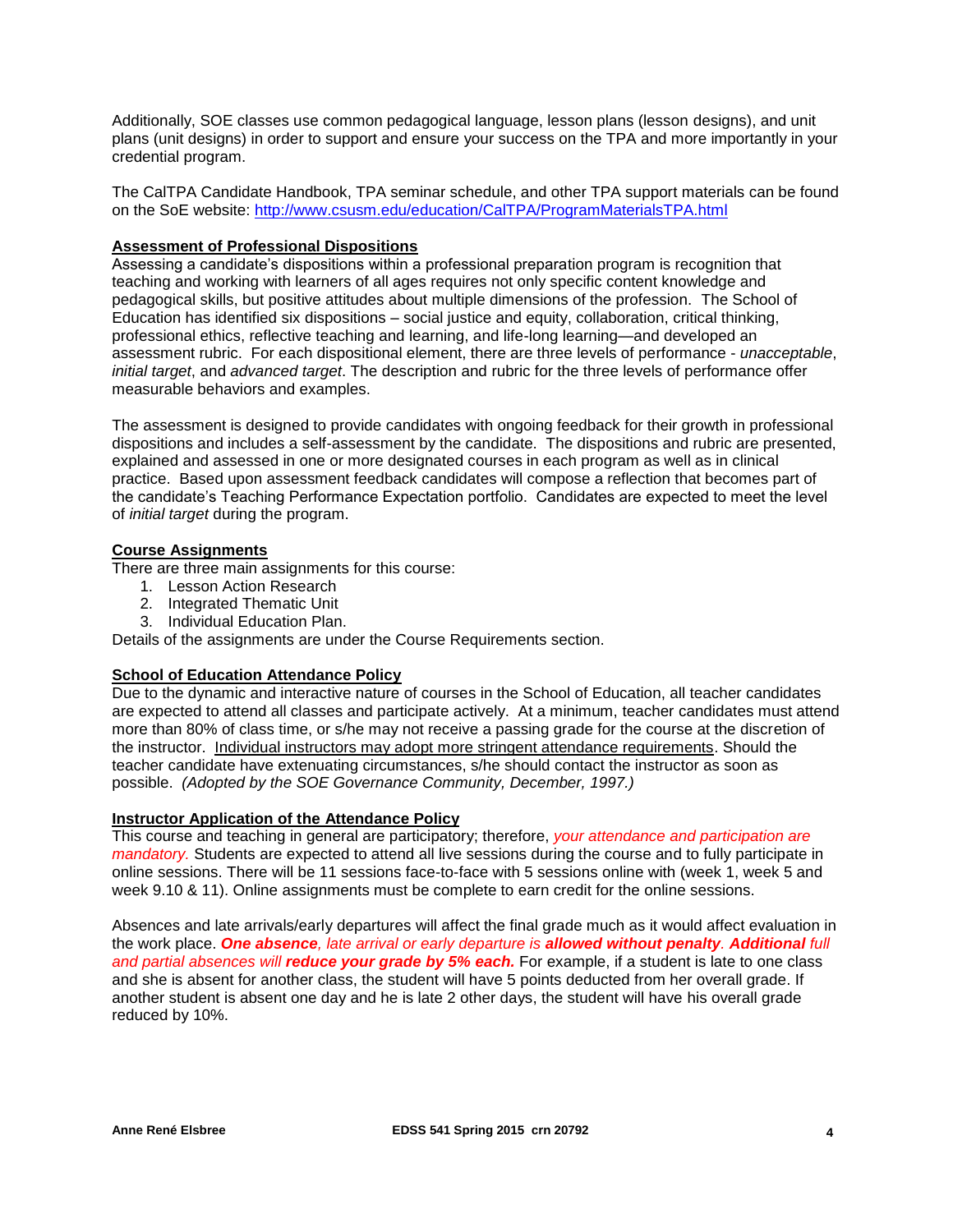Additionally, SOE classes use common pedagogical language, lesson plans (lesson designs), and unit plans (unit designs) in order to support and ensure your success on the TPA and more importantly in your credential program.

The CalTPA Candidate Handbook, TPA seminar schedule, and other TPA support materials can be found on the SoE website: [http://www.csusm.edu/education/CalTPA/ProgramMaterialsTPA.html](http://www.csusm.edu/education/CalTPA/ProgramMaterialsTPA.html)

## Assessment of Professional Dispositions

Assessing a candidate's dispositions within a professional preparation program is recognition that teaching and working with learners of all ages requires not only specific content knowledge and pedagogical skills, but positive attitudes about multiple dimensions of the profession. The School of Education has identified six dispositions – social justice and equity, collaboration, critical thinking, professional ethics, reflective teaching and learning, and life-long learning—and developed an assessment rubric. For each dispositional element, there are three levels of performance - *unacceptable*, *initial target*, and *advanced target*. The description and rubric for the three levels of performance offer measurable behaviors and examples.

The assessment is designed to provide candidates with ongoing feedback for their growth in professional dispositions and includes a self-assessment by the candidate. The dispositions and rubric are presented, explained and assessed in one or more designated courses in each program as well as in clinical practice. Based upon assessment feedback candidates will compose a reflection that becomes part of the candidate's Teaching Performance Expectation portfolio. Candidates are expected to meet the level of *initial target* during the program.

## Course Assignments

There are three main assignments for this course:

1. Lesson Action Research
2. Integrated Thematic Unit
3. Individual Education Plan.

Details of the assignments are under the Course Requirements section.

## School of Education Attendance Policy

Due to the dynamic and interactive nature of courses in the School of Education, all teacher candidates are expected to attend all classes and participate actively. At a minimum, teacher candidates must attend more than 80% of class time, or s/he may not receive a passing grade for the course at the discretion of the instructor. Individual instructors may adopt more stringent attendance requirements. Should the teacher candidate have extenuating circumstances, s/he should contact the instructor as soon as possible. *(Adopted by the SOE Governance Community, December, 1997.)*

## Instructor Application of the Attendance Policy

This course and teaching in general are participatory; therefore, *your attendance and participation are mandatory.* Students are expected to attend all live sessions during the course and to fully participate in online sessions. There will be 11 sessions face-to-face with 5 sessions online with (week 1, week 5 and week 9.10 & 11). Online assignments must be complete to earn credit for the online sessions.

Absences and late arrivals/early departures will affect the final grade much as it would affect evaluation in the work place. ***One absence**, late arrival or early departure is **allowed without penalty**. **Additional** full and partial absences will **reduce your grade by 5% each.*** For example, if a student is late to one class and she is absent for another class, the student will have 5 points deducted from her overall grade. If another student is absent one day and he is late 2 other days, the student will have his overall grade reduced by 10%.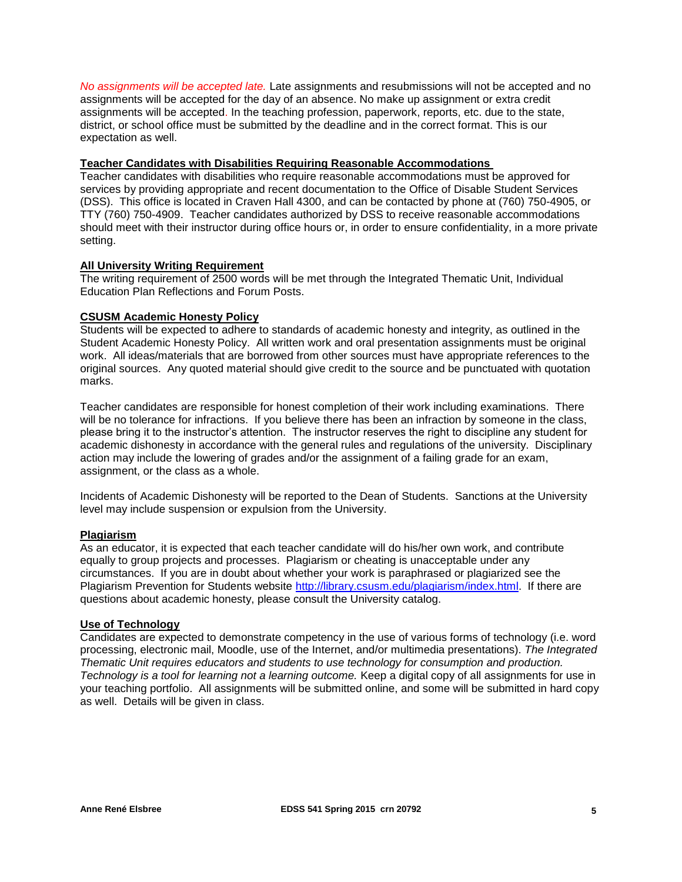*No assignments will be accepted late.* Late assignments and resubmissions will not be accepted and no assignments will be accepted for the day of an absence. No make up assignment or extra credit assignments will be accepted. In the teaching profession, paperwork, reports, etc. due to the state, district, or school office must be submitted by the deadline and in the correct format. This is our expectation as well.

**Teacher Candidates with Disabilities Requiring Reasonable Accommodations**

Teacher candidates with disabilities who require reasonable accommodations must be approved for services by providing appropriate and recent documentation to the Office of Disable Student Services (DSS). This office is located in Craven Hall 4300, and can be contacted by phone at (760) 750-4905, or TTY (760) 750-4909. Teacher candidates authorized by DSS to receive reasonable accommodations should meet with their instructor during office hours or, in order to ensure confidentiality, in a more private setting.

**All University Writing Requirement**

The writing requirement of 2500 words will be met through the Integrated Thematic Unit, Individual Education Plan Reflections and Forum Posts.

**CSUSM Academic Honesty Policy**

Students will be expected to adhere to standards of academic honesty and integrity, as outlined in the Student Academic Honesty Policy. All written work and oral presentation assignments must be original work. All ideas/materials that are borrowed from other sources must have appropriate references to the original sources. Any quoted material should give credit to the source and be punctuated with quotation marks.

Teacher candidates are responsible for honest completion of their work including examinations. There will be no tolerance for infractions. If you believe there has been an infraction by someone in the class, please bring it to the instructor's attention. The instructor reserves the right to discipline any student for academic dishonesty in accordance with the general rules and regulations of the university. Disciplinary action may include the lowering of grades and/or the assignment of a failing grade for an exam, assignment, or the class as a whole.

Incidents of Academic Dishonesty will be reported to the Dean of Students. Sanctions at the University level may include suspension or expulsion from the University.

**Plagiarism**

As an educator, it is expected that each teacher candidate will do his/her own work, and contribute equally to group projects and processes. Plagiarism or cheating is unacceptable under any circumstances. If you are in doubt about whether your work is paraphrased or plagiarized see the Plagiarism Prevention for Students website http://library.csusm.edu/plagiarism/index.html. If there are questions about academic honesty, please consult the University catalog.

**Use of Technology**

Candidates are expected to demonstrate competency in the use of various forms of technology (i.e. word processing, electronic mail, Moodle, use of the Internet, and/or multimedia presentations). *The Integrated Thematic Unit requires educators and students to use technology for consumption and production. Technology is a tool for learning not a learning outcome.* Keep a digital copy of all assignments for use in your teaching portfolio. All assignments will be submitted online, and some will be submitted in hard copy as well. Details will be given in class.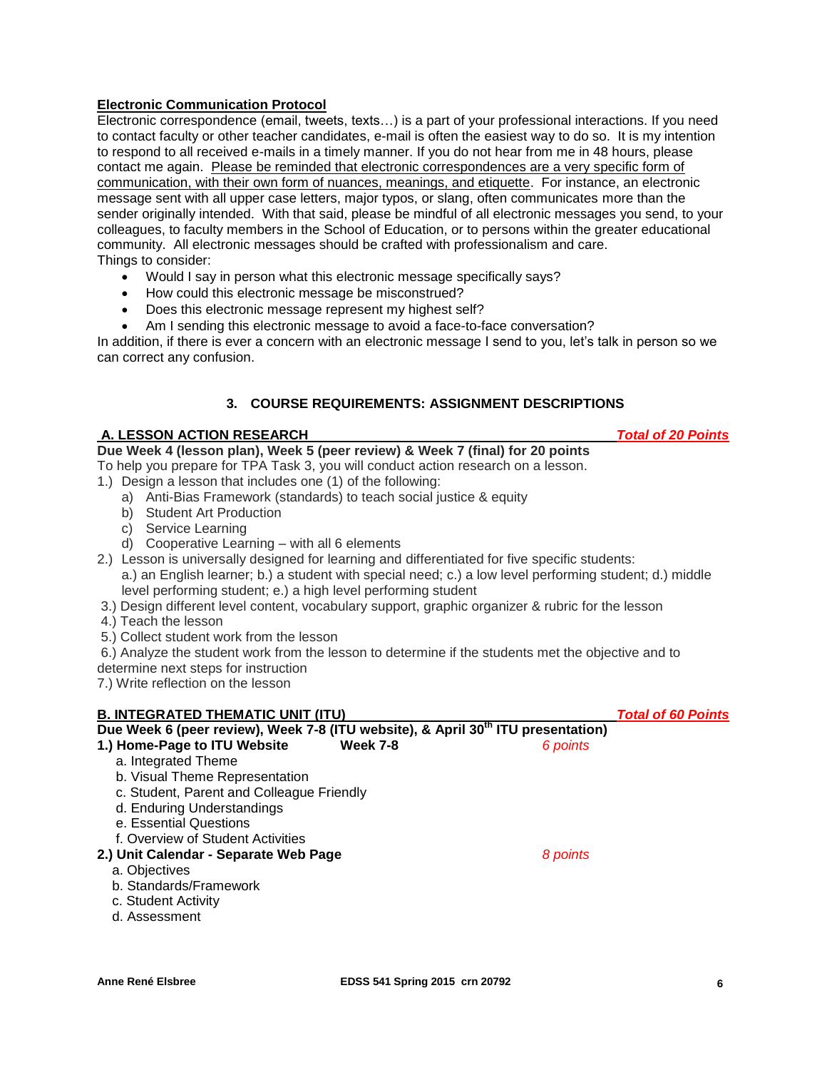**Electronic Communication Protocol**

Electronic correspondence (email, tweets, texts…) is a part of your professional interactions. If you need to contact faculty or other teacher candidates, e-mail is often the easiest way to do so. It is my intention to respond to all received e-mails in a timely manner. If you do not hear from me in 48 hours, please contact me again. Please be reminded that electronic correspondences are a very specific form of communication, with their own form of nuances, meanings, and etiquette. For instance, an electronic message sent with all upper case letters, major typos, or slang, often communicates more than the sender originally intended. With that said, please be mindful of all electronic messages you send, to your colleagues, to faculty members in the School of Education, or to persons within the greater educational community. All electronic messages should be crafted with professionalism and care.

Things to consider:

- Would I say in person what this electronic message specifically says?
- How could this electronic message be misconstrued?
- Does this electronic message represent my highest self?
- Am I sending this electronic message to avoid a face-to-face conversation?

In addition, if there is ever a concern with an electronic message I send to you, let's talk in person so we can correct any confusion.

## 3. COURSE REQUIREMENTS: ASSIGNMENT DESCRIPTIONS

**A. LESSON ACTION RESEARCH** ***Total of 20 Points***

**Due Week 4 (lesson plan), Week 5 (peer review) & Week 7 (final) for 20 points**

To help you prepare for TPA Task 3, you will conduct action research on a lesson.

1.) Design a lesson that includes one (1) of the following:
   a) Anti-Bias Framework (standards) to teach social justice & equity
   b) Student Art Production
   c) Service Learning
   d) Cooperative Learning – with all 6 elements

2.) Lesson is universally designed for learning and differentiated for five specific students:
   a.) an English learner; b.) a student with special need; c.) a low level performing student; d.) middle level performing student; e.) a high level performing student

3.) Design different level content, vocabulary support, graphic organizer & rubric for the lesson

4.) Teach the lesson

5.) Collect student work from the lesson

6.) Analyze the student work from the lesson to determine if the students met the objective and to determine next steps for instruction

7.) Write reflection on the lesson

**B. INTEGRATED THEMATIC UNIT (ITU)** ***Total of 60 Points***

**Due Week 6 (peer review), Week 7-8 (ITU website), & April 30th ITU presentation)**

**1.) Home-Page to ITU Website** **Week 7-8** *6 points*
   a. Integrated Theme
   b. Visual Theme Representation
   c. Student, Parent and Colleague Friendly
   d. Enduring Understandings
   e. Essential Questions
   f. Overview of Student Activities

**2.) Unit Calendar - Separate Web Page** *8 points*
   a. Objectives
   b. Standards/Framework
   c. Student Activity
   d. Assessment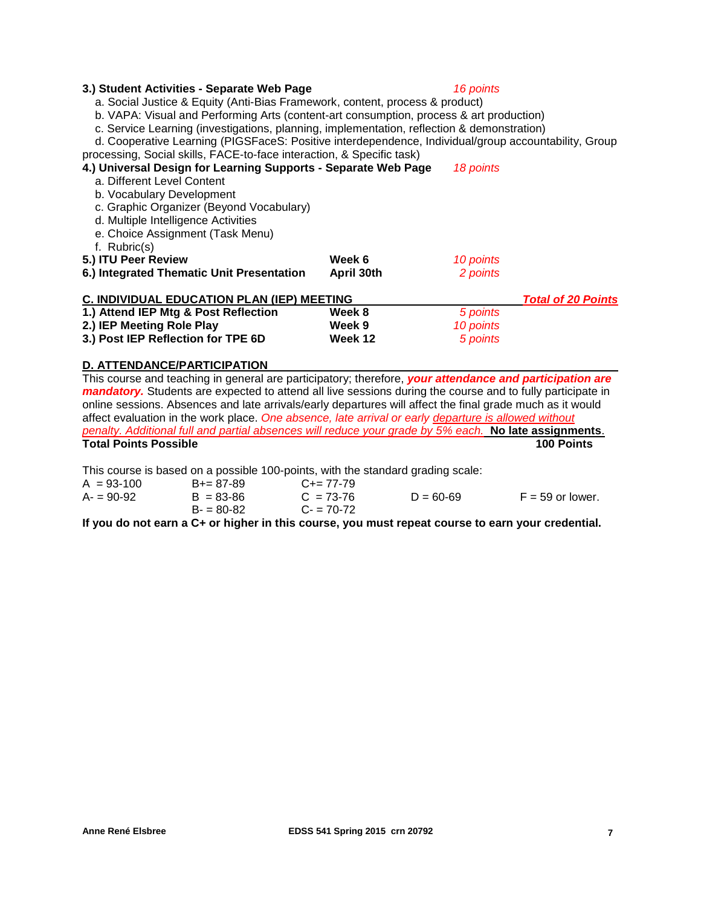**3.) Student Activities - Separate Web Page** *16 points*

a. Social Justice & Equity (Anti-Bias Framework, content, process & product)
b. VAPA: Visual and Performing Arts (content-art consumption, process & art production)
c. Service Learning (investigations, planning, implementation, reflection & demonstration)
d. Cooperative Learning (PIGSFaceS: Positive interdependence, Individual/group accountability, Group processing, Social skills, FACE-to-face interaction, & Specific task)

**4.) Universal Design for Learning Supports - Separate Web Page** *18 points*

a. Different Level Content
b. Vocabulary Development
c. Graphic Organizer (Beyond Vocabulary)
d. Multiple Intelligence Activities
e. Choice Assignment (Task Menu)
f. Rubric(s)

| | | |
|---|---|---|
| **5.) ITU Peer Review** | **Week 6** | *10 points* |
| **6.) Integrated Thematic Unit Presentation** | **April 30th** | *2 points* |

## C. INDIVIDUAL EDUCATION PLAN (IEP) MEETING — *Total of 20 Points*

| | | |
|---|---|---|
| **1.) Attend IEP Mtg & Post Reflection** | **Week 8** | *5 points* |
| **2.) IEP Meeting Role Play** | **Week 9** | *10 points* |
| **3.) Post IEP Reflection for TPE 6D** | **Week 12** | *5 points* |

## D. ATTENDANCE/PARTICIPATION

This course and teaching in general are participatory; therefore, ***your attendance and participation are mandatory.*** Students are expected to attend all live sessions during the course and to fully participate in online sessions. Absences and late arrivals/early departures will affect the final grade much as it would affect evaluation in the work place. *One absence, late arrival or early departure is allowed without penalty. Additional full and partial absences will reduce your grade by 5% each.* **No late assignments**.

**Total Points Possible** **100 Points**

This course is based on a possible 100-points, with the standard grading scale:

| | | | | |
|---|---|---|---|---|
| A = 93-100 | B+= 87-89 | C+= 77-79 | | |
| A- = 90-92 | B = 83-86 | C = 73-76 | D = 60-69 | F = 59 or lower. |
| | B- = 80-82 | C- = 70-72 | | |

**If you do not earn a C+ or higher in this course, you must repeat course to earn your credential.**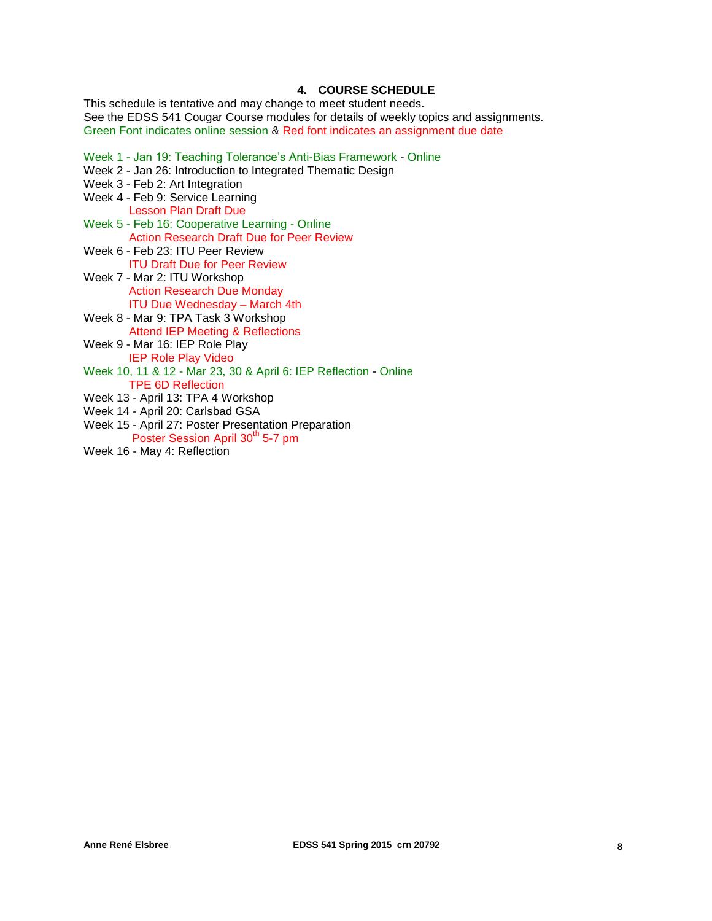## 4. COURSE SCHEDULE

This schedule is tentative and may change to meet student needs.
See the EDSS 541 Cougar Course modules for details of weekly topics and assignments.
Green Font indicates online session & Red font indicates an assignment due date

Week 1 - Jan 19: Teaching Tolerance's Anti-Bias Framework - Online
Week 2 - Jan 26: Introduction to Integrated Thematic Design
Week 3 - Feb 2: Art Integration
Week 4 - Feb 9: Service Learning
    Lesson Plan Draft Due
Week 5 - Feb 16: Cooperative Learning - Online
    Action Research Draft Due for Peer Review
Week 6 - Feb 23: ITU Peer Review
    ITU Draft Due for Peer Review
Week 7 - Mar 2: ITU Workshop
    Action Research Due Monday
    ITU Due Wednesday – March 4th
Week 8 - Mar 9: TPA Task 3 Workshop
    Attend IEP Meeting & Reflections
Week 9 - Mar 16: IEP Role Play
    IEP Role Play Video
Week 10, 11 & 12 - Mar 23, 30 & April 6: IEP Reflection - Online
    TPE 6D Reflection
Week 13 - April 13: TPA 4 Workshop
Week 14 - April 20: Carlsbad GSA
Week 15 - April 27: Poster Presentation Preparation
    Poster Session April 30th 5-7 pm
Week 16 - May 4: Reflection